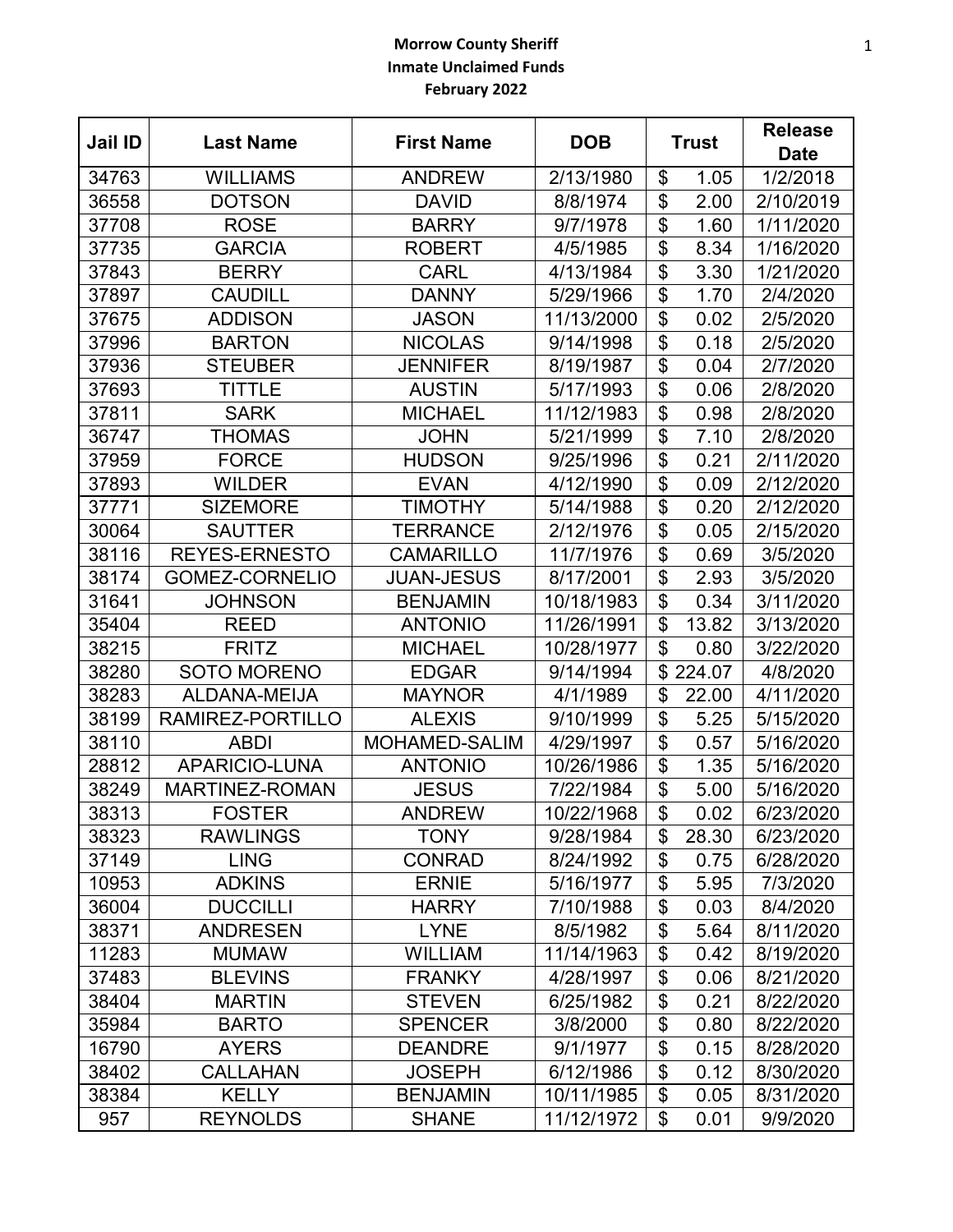**Morrow County Sheriff**
**Inmate Unclaimed Funds**
**February 2022**

| Jail ID | Last Name | First Name | DOB | Trust | Release Date |
|---|---|---|---|---|---|
| 34763 | WILLIAMS | ANDREW | 2/13/1980 | $ 1.05 | 1/2/2018 |
| 36558 | DOTSON | DAVID | 8/8/1974 | $ 2.00 | 2/10/2019 |
| 37708 | ROSE | BARRY | 9/7/1978 | $ 1.60 | 1/11/2020 |
| 37735 | GARCIA | ROBERT | 4/5/1985 | $ 8.34 | 1/16/2020 |
| 37843 | BERRY | CARL | 4/13/1984 | $ 3.30 | 1/21/2020 |
| 37897 | CAUDILL | DANNY | 5/29/1966 | $ 1.70 | 2/4/2020 |
| 37675 | ADDISON | JASON | 11/13/2000 | $ 0.02 | 2/5/2020 |
| 37996 | BARTON | NICOLAS | 9/14/1998 | $ 0.18 | 2/5/2020 |
| 37936 | STEUBER | JENNIFER | 8/19/1987 | $ 0.04 | 2/7/2020 |
| 37693 | TITTLE | AUSTIN | 5/17/1993 | $ 0.06 | 2/8/2020 |
| 37811 | SARK | MICHAEL | 11/12/1983 | $ 0.98 | 2/8/2020 |
| 36747 | THOMAS | JOHN | 5/21/1999 | $ 7.10 | 2/8/2020 |
| 37959 | FORCE | HUDSON | 9/25/1996 | $ 0.21 | 2/11/2020 |
| 37893 | WILDER | EVAN | 4/12/1990 | $ 0.09 | 2/12/2020 |
| 37771 | SIZEMORE | TIMOTHY | 5/14/1988 | $ 0.20 | 2/12/2020 |
| 30064 | SAUTTER | TERRANCE | 2/12/1976 | $ 0.05 | 2/15/2020 |
| 38116 | REYES-ERNESTO | CAMARILLO | 11/7/1976 | $ 0.69 | 3/5/2020 |
| 38174 | GOMEZ-CORNELIO | JUAN-JESUS | 8/17/2001 | $ 2.93 | 3/5/2020 |
| 31641 | JOHNSON | BENJAMIN | 10/18/1983 | $ 0.34 | 3/11/2020 |
| 35404 | REED | ANTONIO | 11/26/1991 | $ 13.82 | 3/13/2020 |
| 38215 | FRITZ | MICHAEL | 10/28/1977 | $ 0.80 | 3/22/2020 |
| 38280 | SOTO MORENO | EDGAR | 9/14/1994 | $ 224.07 | 4/8/2020 |
| 38283 | ALDANA-MEIJA | MAYNOR | 4/1/1989 | $ 22.00 | 4/11/2020 |
| 38199 | RAMIREZ-PORTILLO | ALEXIS | 9/10/1999 | $ 5.25 | 5/15/2020 |
| 38110 | ABDI | MOHAMED-SALIM | 4/29/1997 | $ 0.57 | 5/16/2020 |
| 28812 | APARICIO-LUNA | ANTONIO | 10/26/1986 | $ 1.35 | 5/16/2020 |
| 38249 | MARTINEZ-ROMAN | JESUS | 7/22/1984 | $ 5.00 | 5/16/2020 |
| 38313 | FOSTER | ANDREW | 10/22/1968 | $ 0.02 | 6/23/2020 |
| 38323 | RAWLINGS | TONY | 9/28/1984 | $ 28.30 | 6/23/2020 |
| 37149 | LING | CONRAD | 8/24/1992 | $ 0.75 | 6/28/2020 |
| 10953 | ADKINS | ERNIE | 5/16/1977 | $ 5.95 | 7/3/2020 |
| 36004 | DUCCILLI | HARRY | 7/10/1988 | $ 0.03 | 8/4/2020 |
| 38371 | ANDRESEN | LYNE | 8/5/1982 | $ 5.64 | 8/11/2020 |
| 11283 | MUMAW | WILLIAM | 11/14/1963 | $ 0.42 | 8/19/2020 |
| 37483 | BLEVINS | FRANKY | 4/28/1997 | $ 0.06 | 8/21/2020 |
| 38404 | MARTIN | STEVEN | 6/25/1982 | $ 0.21 | 8/22/2020 |
| 35984 | BARTO | SPENCER | 3/8/2000 | $ 0.80 | 8/22/2020 |
| 16790 | AYERS | DEANDRE | 9/1/1977 | $ 0.15 | 8/28/2020 |
| 38402 | CALLAHAN | JOSEPH | 6/12/1986 | $ 0.12 | 8/30/2020 |
| 38384 | KELLY | BENJAMIN | 10/11/1985 | $ 0.05 | 8/31/2020 |
| 957 | REYNOLDS | SHANE | 11/12/1972 | $ 0.01 | 9/9/2020 |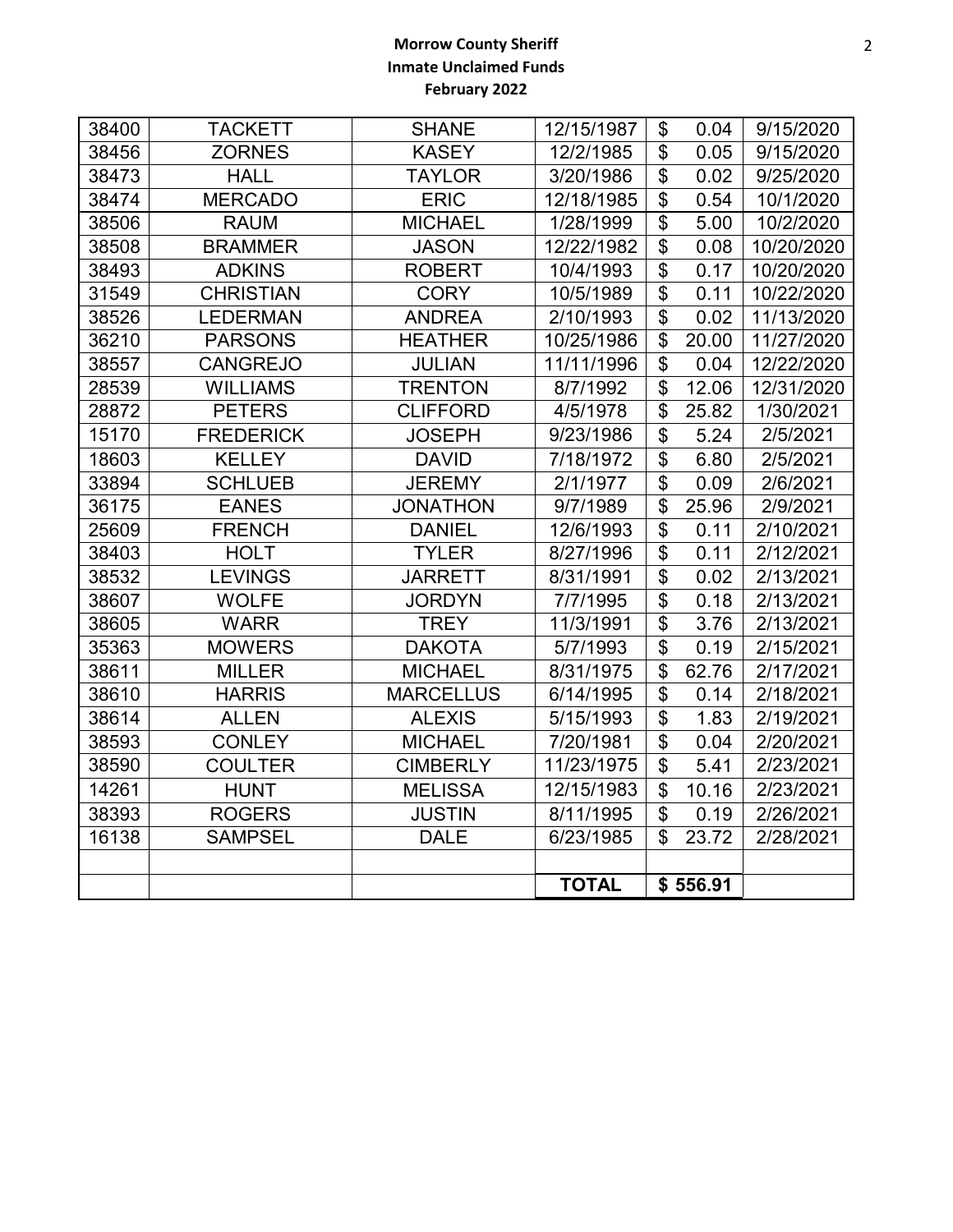**Morrow County Sheriff**
**Inmate Unclaimed Funds**
**February 2022**

| | | | | | |
|---|---|---|---|---|---|
| 38400 | TACKETT | SHANE | 12/15/1987 | $ 0.04 | 9/15/2020 |
| 38456 | ZORNES | KASEY | 12/2/1985 | $ 0.05 | 9/15/2020 |
| 38473 | HALL | TAYLOR | 3/20/1986 | $ 0.02 | 9/25/2020 |
| 38474 | MERCADO | ERIC | 12/18/1985 | $ 0.54 | 10/1/2020 |
| 38506 | RAUM | MICHAEL | 1/28/1999 | $ 5.00 | 10/2/2020 |
| 38508 | BRAMMER | JASON | 12/22/1982 | $ 0.08 | 10/20/2020 |
| 38493 | ADKINS | ROBERT | 10/4/1993 | $ 0.17 | 10/20/2020 |
| 31549 | CHRISTIAN | CORY | 10/5/1989 | $ 0.11 | 10/22/2020 |
| 38526 | LEDERMAN | ANDREA | 2/10/1993 | $ 0.02 | 11/13/2020 |
| 36210 | PARSONS | HEATHER | 10/25/1986 | $ 20.00 | 11/27/2020 |
| 38557 | CANGREJO | JULIAN | 11/11/1996 | $ 0.04 | 12/22/2020 |
| 28539 | WILLIAMS | TRENTON | 8/7/1992 | $ 12.06 | 12/31/2020 |
| 28872 | PETERS | CLIFFORD | 4/5/1978 | $ 25.82 | 1/30/2021 |
| 15170 | FREDERICK | JOSEPH | 9/23/1986 | $ 5.24 | 2/5/2021 |
| 18603 | KELLEY | DAVID | 7/18/1972 | $ 6.80 | 2/5/2021 |
| 33894 | SCHLUEB | JEREMY | 2/1/1977 | $ 0.09 | 2/6/2021 |
| 36175 | EANES | JONATHON | 9/7/1989 | $ 25.96 | 2/9/2021 |
| 25609 | FRENCH | DANIEL | 12/6/1993 | $ 0.11 | 2/10/2021 |
| 38403 | HOLT | TYLER | 8/27/1996 | $ 0.11 | 2/12/2021 |
| 38532 | LEVINGS | JARRETT | 8/31/1991 | $ 0.02 | 2/13/2021 |
| 38607 | WOLFE | JORDYN | 7/7/1995 | $ 0.18 | 2/13/2021 |
| 38605 | WARR | TREY | 11/3/1991 | $ 3.76 | 2/13/2021 |
| 35363 | MOWERS | DAKOTA | 5/7/1993 | $ 0.19 | 2/15/2021 |
| 38611 | MILLER | MICHAEL | 8/31/1975 | $ 62.76 | 2/17/2021 |
| 38610 | HARRIS | MARCELLUS | 6/14/1995 | $ 0.14 | 2/18/2021 |
| 38614 | ALLEN | ALEXIS | 5/15/1993 | $ 1.83 | 2/19/2021 |
| 38593 | CONLEY | MICHAEL | 7/20/1981 | $ 0.04 | 2/20/2021 |
| 38590 | COULTER | CIMBERLY | 11/23/1975 | $ 5.41 | 2/23/2021 |
| 14261 | HUNT | MELISSA | 12/15/1983 | $ 10.16 | 2/23/2021 |
| 38393 | ROGERS | JUSTIN | 8/11/1995 | $ 0.19 | 2/26/2021 |
| 16138 | SAMPSEL | DALE | 6/23/1985 | $ 23.72 | 2/28/2021 |
| | | | | | |
| | | | **TOTAL** | **$ 556.91** | |